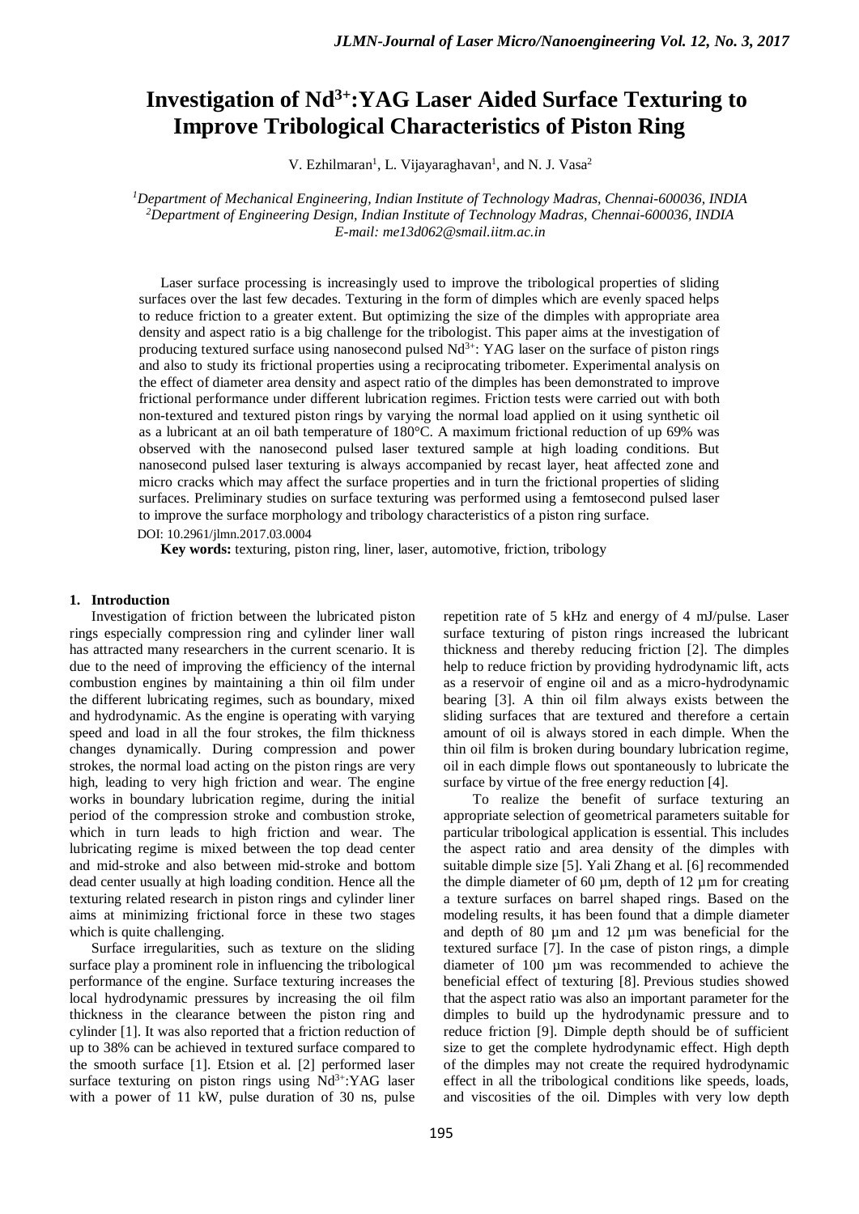# Investigation of $Nd^{3+}$:YAG Laser Aided Surface Texturing to Improve Tribological Characteristics of Piston Ring

V. Ezhilmaran[1], L. Vijayaraghavan[1], and N. J. Vasa[2]

[1]*Department of Mechanical Engineering, Indian Institute of Technology Madras, Chennai-600036, INDIA*
[2]*Department of Engineering Design, Indian Institute of Technology Madras, Chennai-600036, INDIA*
*E-mail: me13d062@smail.iitm.ac.in*

Laser surface processing is increasingly used to improve the tribological properties of sliding surfaces over the last few decades. Texturing in the form of dimples which are evenly spaced helps to reduce friction to a greater extent. But optimizing the size of the dimples with appropriate area density and aspect ratio is a big challenge for the tribologist. This paper aims at the investigation of producing textured surface using nanosecond pulsed $Nd^{3+}$: YAG laser on the surface of piston rings and also to study its frictional properties using a reciprocating tribometer. Experimental analysis on the effect of diameter area density and aspect ratio of the dimples has been demonstrated to improve frictional performance under different lubrication regimes. Friction tests were carried out with both non-textured and textured piston rings by varying the normal load applied on it using synthetic oil as a lubricant at an oil bath temperature of 180°C. A maximum frictional reduction of up 69% was observed with the nanosecond pulsed laser textured sample at high loading conditions. But nanosecond pulsed laser texturing is always accompanied by recast layer, heat affected zone and micro cracks which may affect the surface properties and in turn the frictional properties of sliding surfaces. Preliminary studies on surface texturing was performed using a femtosecond pulsed laser to improve the surface morphology and tribology characteristics of a piston ring surface.

DOI: 10.2961/jlmn.2017.03.0004

**Key words:** texturing, piston ring, liner, laser, automotive, friction, tribology

## 1. Introduction

Investigation of friction between the lubricated piston rings especially compression ring and cylinder liner wall has attracted many researchers in the current scenario. It is due to the need of improving the efficiency of the internal combustion engines by maintaining a thin oil film under the different lubricating regimes, such as boundary, mixed and hydrodynamic. As the engine is operating with varying speed and load in all the four strokes, the film thickness changes dynamically. During compression and power strokes, the normal load acting on the piston rings are very high, leading to very high friction and wear. The engine works in boundary lubrication regime, during the initial period of the compression stroke and combustion stroke, which in turn leads to high friction and wear. The lubricating regime is mixed between the top dead center and mid-stroke and also between mid-stroke and bottom dead center usually at high loading condition. Hence all the texturing related research in piston rings and cylinder liner aims at minimizing frictional force in these two stages which is quite challenging.

Surface irregularities, such as texture on the sliding surface play a prominent role in influencing the tribological performance of the engine. Surface texturing increases the local hydrodynamic pressures by increasing the oil film thickness in the clearance between the piston ring and cylinder [1]. It was also reported that a friction reduction of up to 38% can be achieved in textured surface compared to the smooth surface [1]. Etsion et al. [2] performed laser surface texturing on piston rings using $Nd^{3+}$:YAG laser with a power of 11 kW, pulse duration of 30 ns, pulse repetition rate of 5 kHz and energy of 4 mJ/pulse. Laser surface texturing of piston rings increased the lubricant thickness and thereby reducing friction [2]. The dimples help to reduce friction by providing hydrodynamic lift, acts as a reservoir of engine oil and as a micro-hydrodynamic bearing [3]. A thin oil film always exists between the sliding surfaces that are textured and therefore a certain amount of oil is always stored in each dimple. When the thin oil film is broken during boundary lubrication regime, oil in each dimple flows out spontaneously to lubricate the surface by virtue of the free energy reduction [4].

To realize the benefit of surface texturing an appropriate selection of geometrical parameters suitable for particular tribological application is essential. This includes the aspect ratio and area density of the dimples with suitable dimple size [5]. Yali Zhang et al. [6] recommended the dimple diameter of 60 µm, depth of 12 µm for creating a texture surfaces on barrel shaped rings. Based on the modeling results, it has been found that a dimple diameter and depth of 80 µm and 12 µm was beneficial for the textured surface [7]. In the case of piston rings, a dimple diameter of 100 µm was recommended to achieve the beneficial effect of texturing [8]. Previous studies showed that the aspect ratio was also an important parameter for the dimples to build up the hydrodynamic pressure and to reduce friction [9]. Dimple depth should be of sufficient size to get the complete hydrodynamic effect. High depth of the dimples may not create the required hydrodynamic effect in all the tribological conditions like speeds, loads, and viscosities of the oil. Dimples with very low depth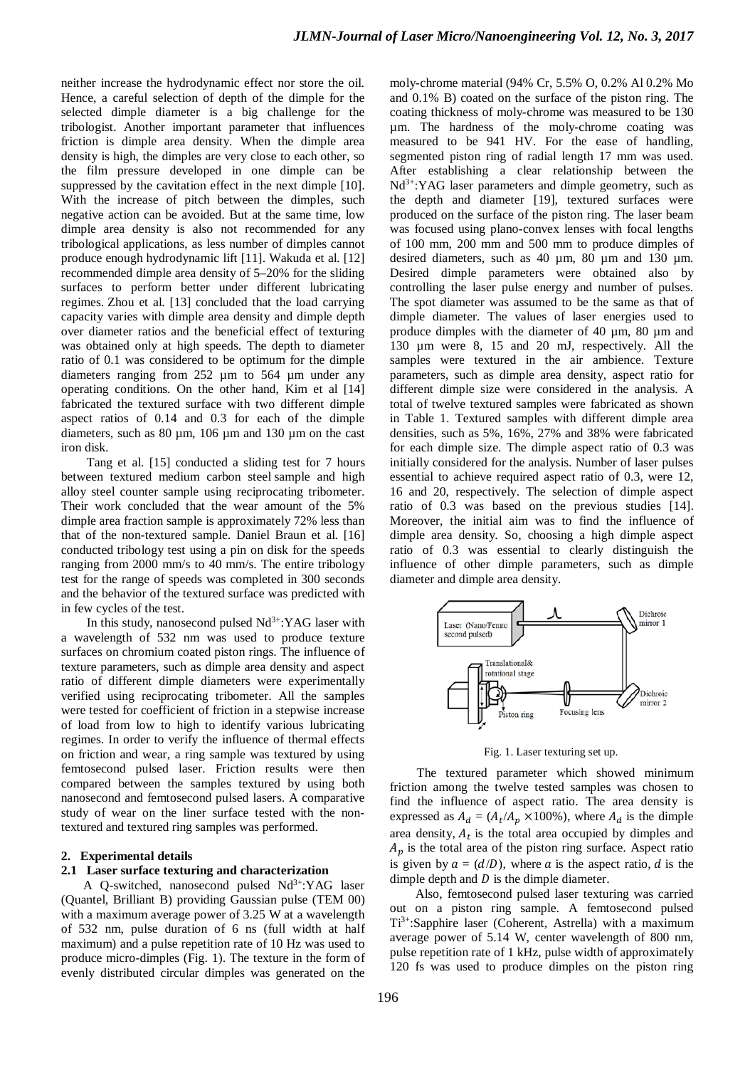neither increase the hydrodynamic effect nor store the oil. Hence, a careful selection of depth of the dimple for the selected dimple diameter is a big challenge for the tribologist. Another important parameter that influences friction is dimple area density. When the dimple area density is high, the dimples are very close to each other, so the film pressure developed in one dimple can be suppressed by the cavitation effect in the next dimple [10]. With the increase of pitch between the dimples, such negative action can be avoided. But at the same time, low dimple area density is also not recommended for any tribological applications, as less number of dimples cannot produce enough hydrodynamic lift [11]. Wakuda et al. [12] recommended dimple area density of 5–20% for the sliding surfaces to perform better under different lubricating regimes. Zhou et al. [13] concluded that the load carrying capacity varies with dimple area density and dimple depth over diameter ratios and the beneficial effect of texturing was obtained only at high speeds. The depth to diameter ratio of 0.1 was considered to be optimum for the dimple diameters ranging from 252 µm to 564 µm under any operating conditions. On the other hand, Kim et al [14] fabricated the textured surface with two different dimple aspect ratios of 0.14 and 0.3 for each of the dimple diameters, such as 80 µm, 106 µm and 130 µm on the cast iron disk.

Tang et al. [15] conducted a sliding test for 7 hours between textured medium carbon steel sample and high alloy steel counter sample using reciprocating tribometer. Their work concluded that the wear amount of the 5% dimple area fraction sample is approximately 72% less than that of the non-textured sample. Daniel Braun et al. [16] conducted tribology test using a pin on disk for the speeds ranging from 2000 mm/s to 40 mm/s. The entire tribology test for the range of speeds was completed in 300 seconds and the behavior of the textured surface was predicted with in few cycles of the test.

In this study, nanosecond pulsed $Nd^{3+}$:YAG laser with a wavelength of 532 nm was used to produce texture surfaces on chromium coated piston rings. The influence of texture parameters, such as dimple area density and aspect ratio of different dimple diameters were experimentally verified using reciprocating tribometer. All the samples were tested for coefficient of friction in a stepwise increase of load from low to high to identify various lubricating regimes. In order to verify the influence of thermal effects on friction and wear, a ring sample was textured by using femtosecond pulsed laser. Friction results were then compared between the samples textured by using both nanosecond and femtosecond pulsed lasers. A comparative study of wear on the liner surface tested with the non-textured and textured ring samples was performed.

## 2. Experimental details

### 2.1 Laser surface texturing and characterization

A Q-switched, nanosecond pulsed $Nd^{3+}$:YAG laser (Quantel, Brilliant B) providing Gaussian pulse (TEM 00) with a maximum average power of 3.25 W at a wavelength of 532 nm, pulse duration of 6 ns (full width at half maximum) and a pulse repetition rate of 10 Hz was used to produce micro-dimples (Fig. 1). The texture in the form of evenly distributed circular dimples was generated on the moly-chrome material (94% Cr, 5.5% O, 0.2% Al 0.2% Mo and 0.1% B) coated on the surface of the piston ring. The coating thickness of moly-chrome was measured to be 130 µm. The hardness of the moly-chrome coating was measured to be 941 HV. For the ease of handling, segmented piston ring of radial length 17 mm was used. After establishing a clear relationship between the $Nd^{3+}$:YAG laser parameters and dimple geometry, such as the depth and diameter [19], textured surfaces were produced on the surface of the piston ring. The laser beam was focused using plano-convex lenses with focal lengths of 100 mm, 200 mm and 500 mm to produce dimples of desired diameters, such as 40 µm, 80 µm and 130 µm. Desired dimple parameters were obtained also by controlling the laser pulse energy and number of pulses. The spot diameter was assumed to be the same as that of dimple diameter. The values of laser energies used to produce dimples with the diameter of 40 µm, 80 µm and 130 µm were 8, 15 and 20 mJ, respectively. All the samples were textured in the air ambience. Texture parameters, such as dimple area density, aspect ratio for different dimple size were considered in the analysis. A total of twelve textured samples were fabricated as shown in Table 1. Textured samples with different dimple area densities, such as 5%, 16%, 27% and 38% were fabricated for each dimple size. The dimple aspect ratio of 0.3 was initially considered for the analysis. Number of laser pulses essential to achieve required aspect ratio of 0.3, were 12, 16 and 20, respectively. The selection of dimple aspect ratio of 0.3 was based on the previous studies [14]. Moreover, the initial aim was to find the influence of dimple area density. So, choosing a high dimple aspect ratio of 0.3 was essential to clearly distinguish the influence of other dimple parameters, such as dimple diameter and dimple area density.

Fig. 1. Laser texturing set up.

The textured parameter which showed minimum friction among the twelve tested samples was chosen to find the influence of aspect ratio. The area density is expressed as $A_d = (A_t/A_p \times 100\%)$, where $A_d$ is the dimple area density, $A_t$ is the total area occupied by dimples and $A_p$ is the total area of the piston ring surface. Aspect ratio is given by $a = (d/D)$, where $a$ is the aspect ratio, $d$ is the dimple depth and $D$ is the dimple diameter.

Also, femtosecond pulsed laser texturing was carried out on a piston ring sample. A femtosecond pulsed $Ti^{3+}$:Sapphire laser (Coherent, Astrella) with a maximum average power of 5.14 W, center wavelength of 800 nm, pulse repetition rate of 1 kHz, pulse width of approximately 120 fs was used to produce dimples on the piston ring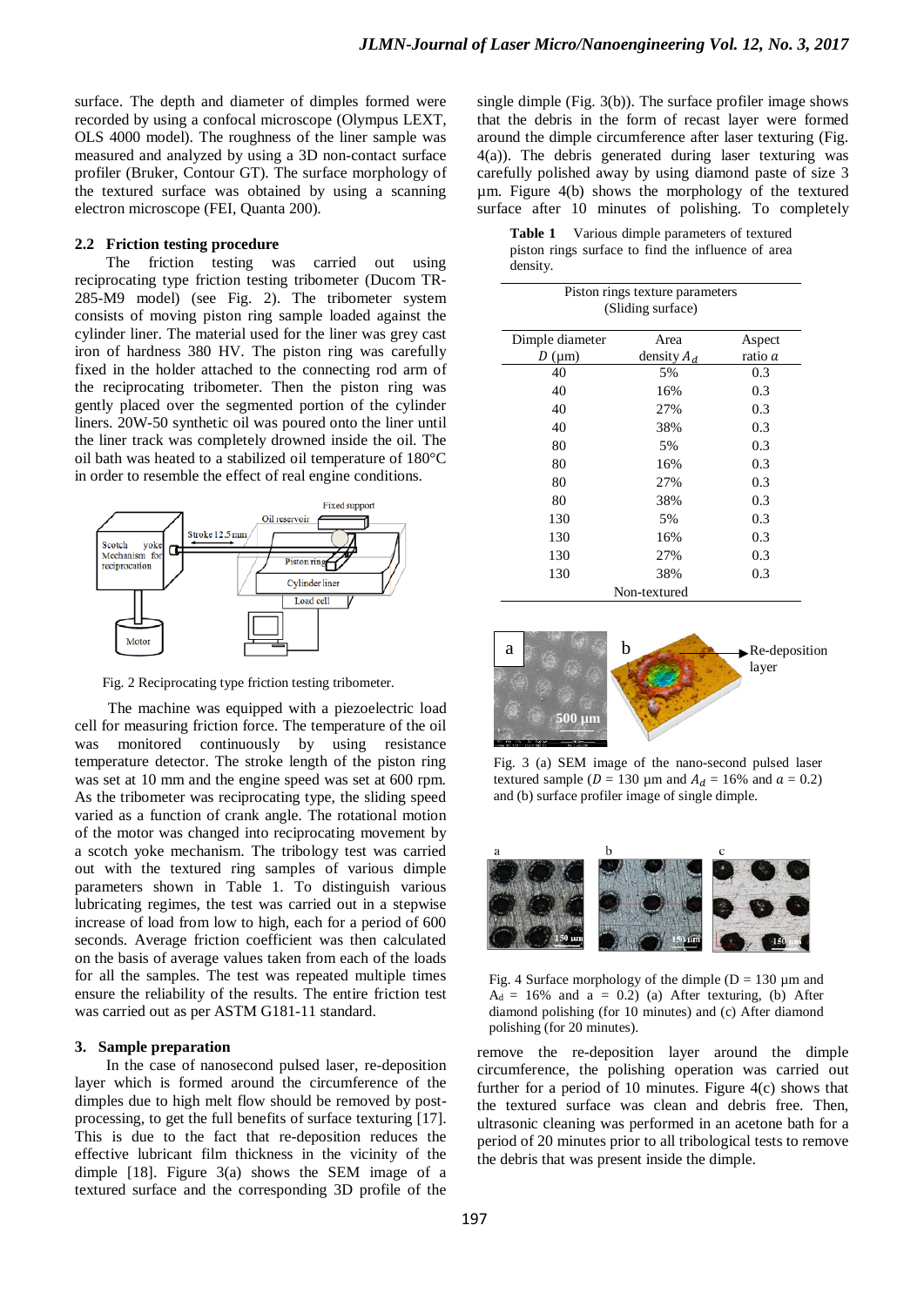surface. The depth and diameter of dimples formed were recorded by using a confocal microscope (Olympus LEXT, OLS 4000 model). The roughness of the liner sample was measured and analyzed by using a 3D non-contact surface profiler (Bruker, Contour GT). The surface morphology of the textured surface was obtained by using a scanning electron microscope (FEI, Quanta 200).

### 2.2 Friction testing procedure

The friction testing was carried out using reciprocating type friction testing tribometer (Ducom TR-285-M9 model) (see Fig. 2). The tribometer system consists of moving piston ring sample loaded against the cylinder liner. The material used for the liner was grey cast iron of hardness 380 HV. The piston ring was carefully fixed in the holder attached to the connecting rod arm of the reciprocating tribometer. Then the piston ring was gently placed over the segmented portion of the cylinder liners. 20W-50 synthetic oil was poured onto the liner until the liner track was completely drowned inside the oil. The oil bath was heated to a stabilized oil temperature of 180°C in order to resemble the effect of real engine conditions.

Fig. 2 Reciprocating type friction testing tribometer.

The machine was equipped with a piezoelectric load cell for measuring friction force. The temperature of the oil was monitored continuously by using resistance temperature detector. The stroke length of the piston ring was set at 10 mm and the engine speed was set at 600 rpm. As the tribometer was reciprocating type, the sliding speed varied as a function of crank angle. The rotational motion of the motor was changed into reciprocating movement by a scotch yoke mechanism. The tribology test was carried out with the textured ring samples of various dimple parameters shown in Table 1. To distinguish various lubricating regimes, the test was carried out in a stepwise increase of load from low to high, each for a period of 600 seconds. Average friction coefficient was then calculated on the basis of average values taken from each of the loads for all the samples. The test was repeated multiple times ensure the reliability of the results. The entire friction test was carried out as per ASTM G181-11 standard.

## 3. Sample preparation

In the case of nanosecond pulsed laser, re-deposition layer which is formed around the circumference of the dimples due to high melt flow should be removed by post-processing, to get the full benefits of surface texturing [17]. This is due to the fact that re-deposition reduces the effective lubricant film thickness in the vicinity of the dimple [18]. Figure 3(a) shows the SEM image of a textured surface and the corresponding 3D profile of the single dimple (Fig. 3(b)). The surface profiler image shows that the debris in the form of recast layer were formed around the dimple circumference after laser texturing (Fig. 4(a)). The debris generated during laser texturing was carefully polished away by using diamond paste of size 3 µm. Figure 4(b) shows the morphology of the textured surface after 10 minutes of polishing. To completely remove the re-deposition layer around the dimple circumference, the polishing operation was carried out further for a period of 10 minutes. Figure 4(c) shows that the textured surface was clean and debris free. Then, ultrasonic cleaning was performed in an acetone bath for a period of 20 minutes prior to all tribological tests to remove the debris that was present inside the dimple.

**Table 1** Various dimple parameters of textured piston rings surface to find the influence of area density.

| Piston rings texture parameters (Sliding surface) | | |
|---|---|---|
| Dimple diameter $D$ (µm) | Area density $A_d$ | Aspect ratio $a$ |
| 40 | 5% | 0.3 |
| 40 | 16% | 0.3 |
| 40 | 27% | 0.3 |
| 40 | 38% | 0.3 |
| 80 | 5% | 0.3 |
| 80 | 16% | 0.3 |
| 80 | 27% | 0.3 |
| 80 | 38% | 0.3 |
| 130 | 5% | 0.3 |
| 130 | 16% | 0.3 |
| 130 | 27% | 0.3 |
| 130 | 38% | 0.3 |
| Non-textured | | |

Fig. 3 (a) SEM image of the nano-second pulsed laser textured sample ($D$ = 130 µm and $A_d$ = 16% and $a$ = 0.2) and (b) surface profiler image of single dimple.

Fig. 4 Surface morphology of the dimple (D = 130 µm and $A_d$ = 16% and a = 0.2) (a) After texturing, (b) After diamond polishing (for 10 minutes) and (c) After diamond polishing (for 20 minutes).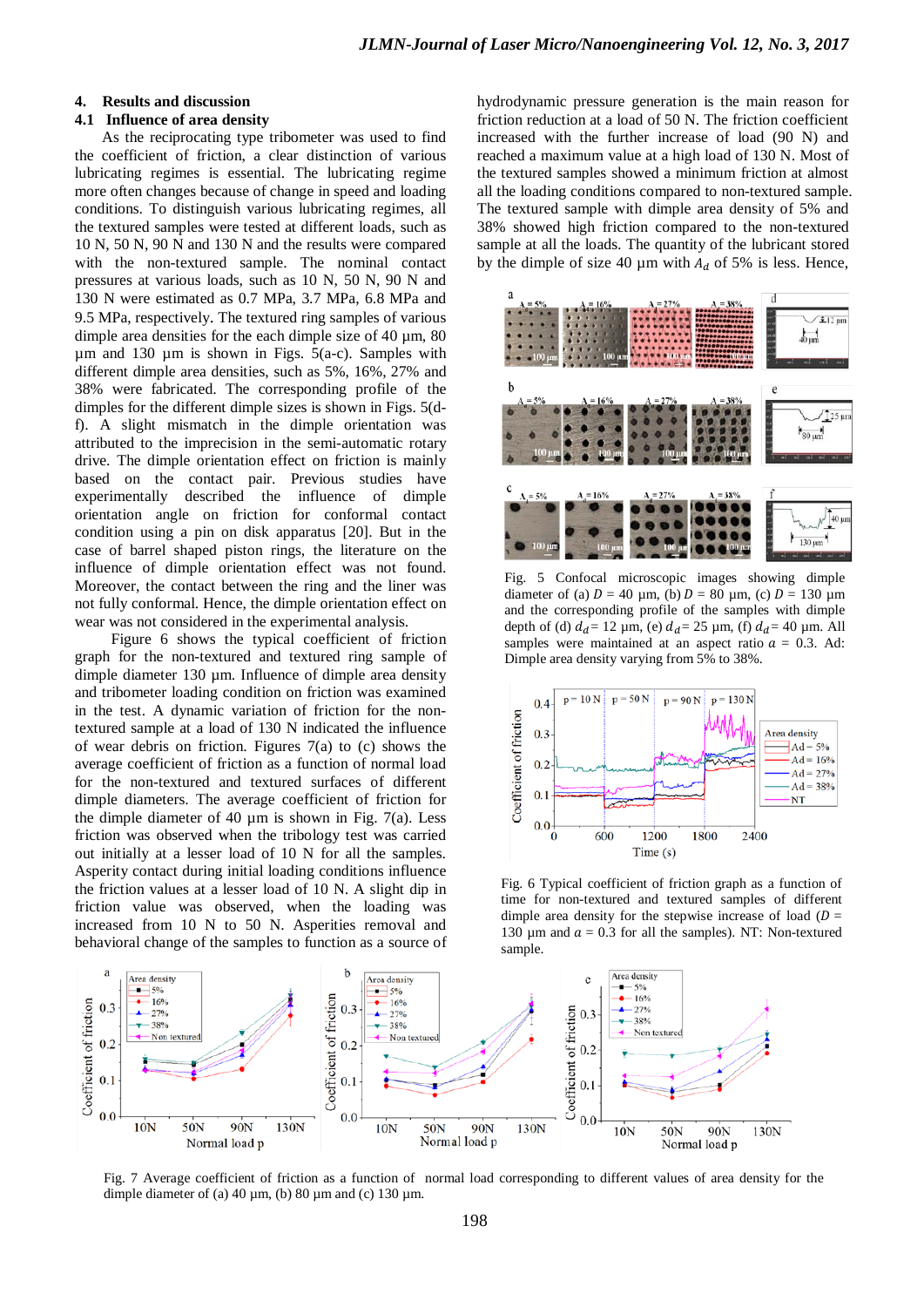## 4. Results and discussion

### 4.1 Influence of area density

As the reciprocating type tribometer was used to find the coefficient of friction, a clear distinction of various lubricating regimes is essential. The lubricating regime more often changes because of change in speed and loading conditions. To distinguish various lubricating regimes, all the textured samples were tested at different loads, such as 10 N, 50 N, 90 N and 130 N and the results were compared with the non-textured sample. The nominal contact pressures at various loads, such as 10 N, 50 N, 90 N and 130 N were estimated as 0.7 MPa, 3.7 MPa, 6.8 MPa and 9.5 MPa, respectively. The textured ring samples of various dimple area densities for the each dimple size of 40 µm, 80 µm and 130 µm is shown in Figs. 5(a-c). Samples with different dimple area densities, such as 5%, 16%, 27% and 38% were fabricated. The corresponding profile of the dimples for the different dimple sizes is shown in Figs. 5(d-f). A slight mismatch in the dimple orientation was attributed to the imprecision in the semi-automatic rotary drive. The dimple orientation effect on friction is mainly based on the contact pair. Previous studies have experimentally described the influence of dimple orientation angle on friction for conformal contact condition using a pin on disk apparatus [20]. But in the case of barrel shaped piston rings, the literature on the influence of dimple orientation effect was not found. Moreover, the contact between the ring and the liner was not fully conformal. Hence, the dimple orientation effect on wear was not considered in the experimental analysis.

Figure 6 shows the typical coefficient of friction graph for the non-textured and textured ring sample of dimple diameter 130 µm. Influence of dimple area density and tribometer loading condition on friction was examined in the test. A dynamic variation of friction for the non-textured sample at a load of 130 N indicated the influence of wear debris on friction. Figures 7(a) to (c) shows the average coefficient of friction as a function of normal load for the non-textured and textured surfaces of different dimple diameters. The average coefficient of friction for the dimple diameter of 40 µm is shown in Fig. 7(a). Less friction was observed when the tribology test was carried out initially at a lesser load of 10 N for all the samples. Asperity contact during initial loading conditions influence the friction values at a lesser load of 10 N. A slight dip in friction value was observed, when the load was increased from 10 N to 50 N. Asperities removal and behavioral change of the samples to function as a source of hydrodynamic pressure generation is the main reason for friction reduction at a load of 50 N. The friction coefficient increased with the further increase of load (90 N) and reached a maximum value at a high load of 130 N. Most of the textured samples showed a minimum friction at almost all the loading conditions compared to non-textured sample. The textured sample with dimple area density of 5% and 38% showed high friction compared to the non-textured sample at all the loads. The quantity of the lubricant stored by the dimple of size 40 µm with $A_d$ of 5% is less. Hence,

Fig. 5 Confocal microscopic images showing dimple diameter of (a) $D$ = 40 µm, (b) $D$ = 80 µm, (c) $D$ = 130 µm and the corresponding profile of the samples with dimple depth of (d) $d_d$= 12 µm, (e) $d_d$= 25 µm, (f) $d_d$= 40 µm. All samples were maintained at an aspect ratio $a$ = 0.3. Ad: Dimple area density varying from 5% to 38%.

Fig. 6 Typical coefficient of friction graph as a function of time for non-textured and textured samples of different dimple area density for the stepwise increase of load ($D$ = 130 µm and $a$ = 0.3 for all the samples). NT: Non-textured sample.

Fig. 7 Average coefficient of friction as a function of normal load corresponding to different values of area density for the dimple diameter of (a) 40 µm, (b) 80 µm and (c) 130 µm.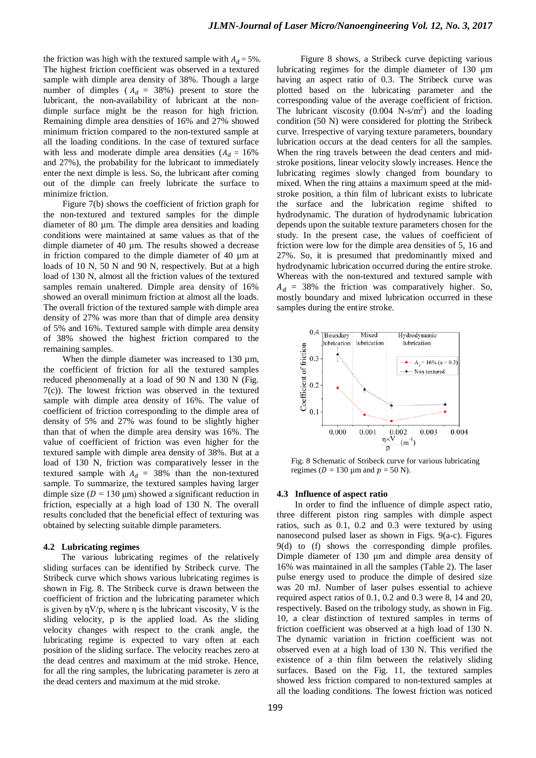the friction was high with the textured sample with $A_d$ = 5%. The highest friction coefficient was observed in a textured sample with dimple area density of 38%. Though a large number of dimples ($A_d$ = 38%) present to store the lubricant, the non-availability of lubricant at the non-dimple surface might be the reason for high friction. Remaining dimple area densities of 16% and 27% showed minimum friction compared to the non-textured sample at all the loading conditions. In the case of textured surface with less and moderate dimple area densities ($A_d$ = 16% and 27%), the probability for the lubricant to immediately enter the next dimple is less. So, the lubricant after coming out of the dimple can freely lubricate the surface to minimize friction.

Figure 7(b) shows the coefficient of friction graph for the non-textured and textured samples for the dimple diameter of 80 µm. The dimple area densities and loading conditions were maintained at same values as that of the dimple diameter of 40 µm. The results showed a decrease in friction compared to the dimple diameter of 40 µm at loads of 10 N, 50 N and 90 N, respectively. But at a high load of 130 N, almost all the friction values of the textured samples remain unaltered. Dimple area density of 16% showed an overall minimum friction at almost all the loads. The overall friction of the textured sample with dimple area density of 27% was more than that of dimple area density of 5% and 16%. Textured sample with dimple area density of 38% showed the highest friction compared to the remaining samples.

When the dimple diameter was increased to 130 µm, the coefficient of friction for all the textured samples reduced phenomenally at a load of 90 N and 130 N (Fig. 7(c)). The lowest friction was observed in the textured sample with dimple area density of 16%. The value of coefficient of friction corresponding to the dimple area of density of 5% and 27% was found to be slightly higher than that of when the dimple area density was 16%. The value of coefficient of friction was even higher for the textured sample with dimple area density of 38%. But at a load of 130 N, friction was comparatively lesser in the textured sample with $A_d$ = 38% than the non-textured sample. To summarize, the textured samples having larger dimple size ($D$ = 130 µm) showed a significant reduction in friction, especially at a high load of 130 N. The overall results concluded that the beneficial effect of texturing was obtained by selecting suitable dimple parameters.

### 4.2 Lubricating regimes

The various lubricating regimes of the relatively sliding surfaces can be identified by Stribeck curve. The Stribeck curve which shows various lubricating regimes is shown in Fig. 8. The Stribeck curve is drawn between the coefficient of friction and the lubricating parameter which is given by ηV/p, where η is the lubricant viscosity, V is the sliding velocity, p is the applied load. As the sliding velocity changes with respect to the crank angle, the lubricating regime is expected to vary often at each position of the sliding surface. The velocity reaches zero at the dead centres and maximum at the mid stroke. Hence, for all the ring samples, the lubricating parameter is zero at the dead centers and maximum at the mid stroke.

Figure 8 shows, a Stribeck curve depicting various lubricating regimes for the dimple diameter of 130 µm having an aspect ratio of 0.3. The Stribeck curve was plotted based on the lubricating parameter and the corresponding value of the average coefficient of friction. The lubricant viscosity (0.004 N-s/m$^2$) and the loading condition (50 N) were considered for plotting the Stribeck curve. Irrespective of varying texture parameters, boundary lubrication occurs at the dead centers for all the samples. When the ring travels between the dead centers and mid-stroke positions, linear velocity slowly increases. Hence the lubricating regimes slowly changed from boundary to mixed. When the ring attains a maximum speed at the mid-stroke position, a thin film of lubricant exists to lubricate the surface and the lubrication regime shifted to hydrodynamic. The duration of hydrodynamic lubrication depends upon the suitable texture parameters chosen for the study. In the present case, the values of coefficient of friction were low for the dimple area densities of 5, 16 and 27%. So, it is presumed that predominantly mixed and hydrodynamic lubrication occurred during the entire stroke. Whereas with the non-textured and textured sample with $A_d$ = 38% the friction was comparatively higher. So, mostly boundary and mixed lubrication occurred in these samples during the entire stroke.

Fig. 8 Schematic of Stribeck curve for various lubricating regimes ($D$ = 130 µm and $p$ = 50 N).

### 4.3 Influence of aspect ratio

In order to find the influence of dimple aspect ratio, three different piston ring samples with dimple aspect ratios, such as 0.1, 0.2 and 0.3 were textured by using nanosecond pulsed laser as shown in Figs. 9(a-c). Figures 9(d) to (f) shows the corresponding dimple profiles. Dimple diameter of 130 µm and dimple area density of 16% was maintained in all the samples (Table 2). The laser pulse energy used to produce the dimple of desired size was 20 mJ. Number of laser pulses essential to achieve required aspect ratios of 0.1, 0.2 and 0.3 were 8, 14 and 20, respectively. Based on the tribology study, as shown in Fig. 10, a clear distinction of textured samples in terms of friction coefficient was observed at a high load of 130 N. The dynamic variation in friction coefficient was not observed even at a high load of 130 N. This verified the existence of a thin film between the relatively sliding surfaces. Based on the Fig. 11, the textured samples showed less friction compared to non-textured samples at all the loading conditions. The lowest friction was noticed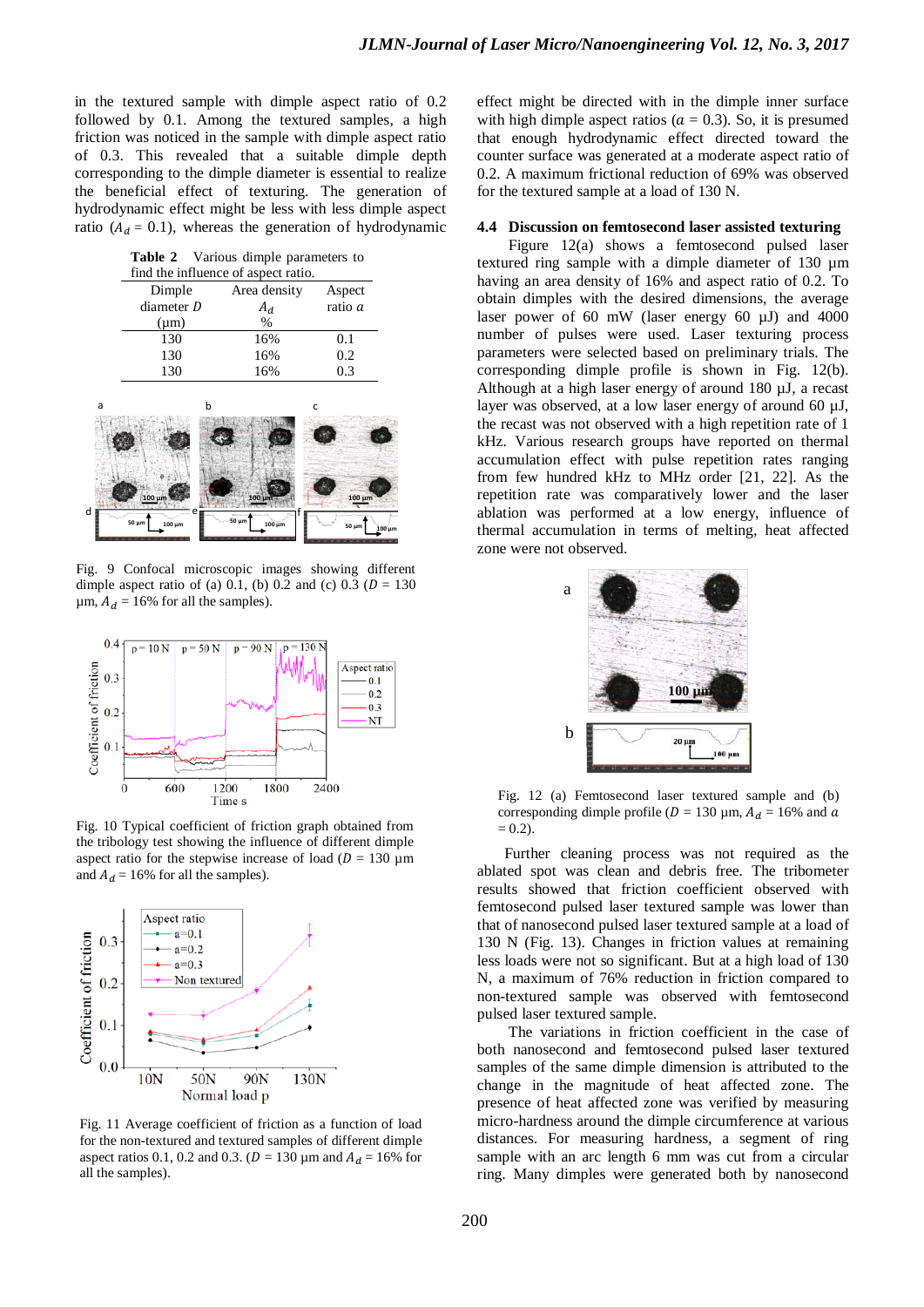in the textured sample with dimple aspect ratio of 0.2 followed by 0.1. Among the textured samples, a high friction was noticed in the sample with dimple aspect ratio of 0.3. This revealed that a suitable dimple depth corresponding to the dimple diameter is essential to realize the beneficial effect of texturing. The generation of hydrodynamic effect might be less with less dimple aspect ratio ($A_d$ = 0.1), whereas the generation of hydrodynamic

**Table 2** Various dimple parameters to find the influence of aspect ratio.

| Dimple diameter $D$ (µm) | Area density $A_d$ % | Aspect ratio $a$ |
|---|---|---|
| 130 | 16% | 0.1 |
| 130 | 16% | 0.2 |
| 130 | 16% | 0.3 |

Fig. 9 Confocal microscopic images showing different dimple aspect ratio of (a) 0.1, (b) 0.2 and (c) 0.3 ($D$ = 130 µm, $A_d$ = 16% for all the samples).

Fig. 10 Typical coefficient of friction graph obtained from the tribology test showing the influence of different dimple aspect ratio for the stepwise increase of load ($D$ = 130 µm and $A_d$ = 16% for all the samples).

Fig. 11 Average coefficient of friction as a function of load for the non-textured and textured samples of different dimple aspect ratios 0.1, 0.2 and 0.3. ($D$ = 130 µm and $A_d$ = 16% for all the samples).

effect might be directed with in the dimple inner surface with high dimple aspect ratios ($a$ = 0.3). So, it is presumed that enough hydrodynamic effect directed toward the counter surface was generated at a moderate aspect ratio of 0.2. A maximum frictional reduction of 69% was observed for the textured sample at a load of 130 N.

### 4.4 Discussion on femtosecond laser assisted texturing

Figure 12(a) shows a femtosecond pulsed laser textured ring sample with a dimple diameter of 130 µm having an area density of 16% and aspect ratio of 0.2. To obtain dimples with the desired dimensions, the average laser power of 60 mW (laser energy 60 µJ) and 4000 number of pulses were used. Laser texturing process parameters were selected based on preliminary trials. The corresponding dimple profile is shown in Fig. 12(b). Although at a high laser energy of around 180 µJ, a recast layer was observed, at a low laser energy of around 60 µJ, the recast was not observed with a high repetition rate of 1 kHz. Various research groups have reported on thermal accumulation effect with pulse repetition rates ranging from few hundred kHz to MHz order [21, 22]. As the repetition rate was comparatively lower and the laser ablation was performed at a low energy, influence of thermal accumulation in terms of melting, heat affected zone were not observed.

Fig. 12 (a) Femtosecond laser textured sample and (b) corresponding dimple profile ($D$ = 130 µm, $A_d$ = 16% and $a$ = 0.2).

Further cleaning process was not required as the ablated spot was clean and debris free. The tribometer results showed that friction coefficient observed with femtosecond pulsed laser textured sample was lower than that of nanosecond pulsed laser textured sample at a load of 130 N (Fig. 13). Changes in friction values at remaining less loads were not so significant. But at a high load of 130 N, a maximum of 76% reduction in friction compared to non-textured sample was observed with femtosecond pulsed laser textured sample.

The variations in friction coefficient in the case of both nanosecond and femtosecond pulsed laser textured samples of the same dimple dimension is attributed to the change in the magnitude of heat affected zone. The presence of heat affected zone was verified by measuring micro-hardness around the dimple circumference at various distances. For measuring hardness, a segment of ring sample with an arc length 6 mm was cut from a circular ring. Many dimples were generated both by nanosecond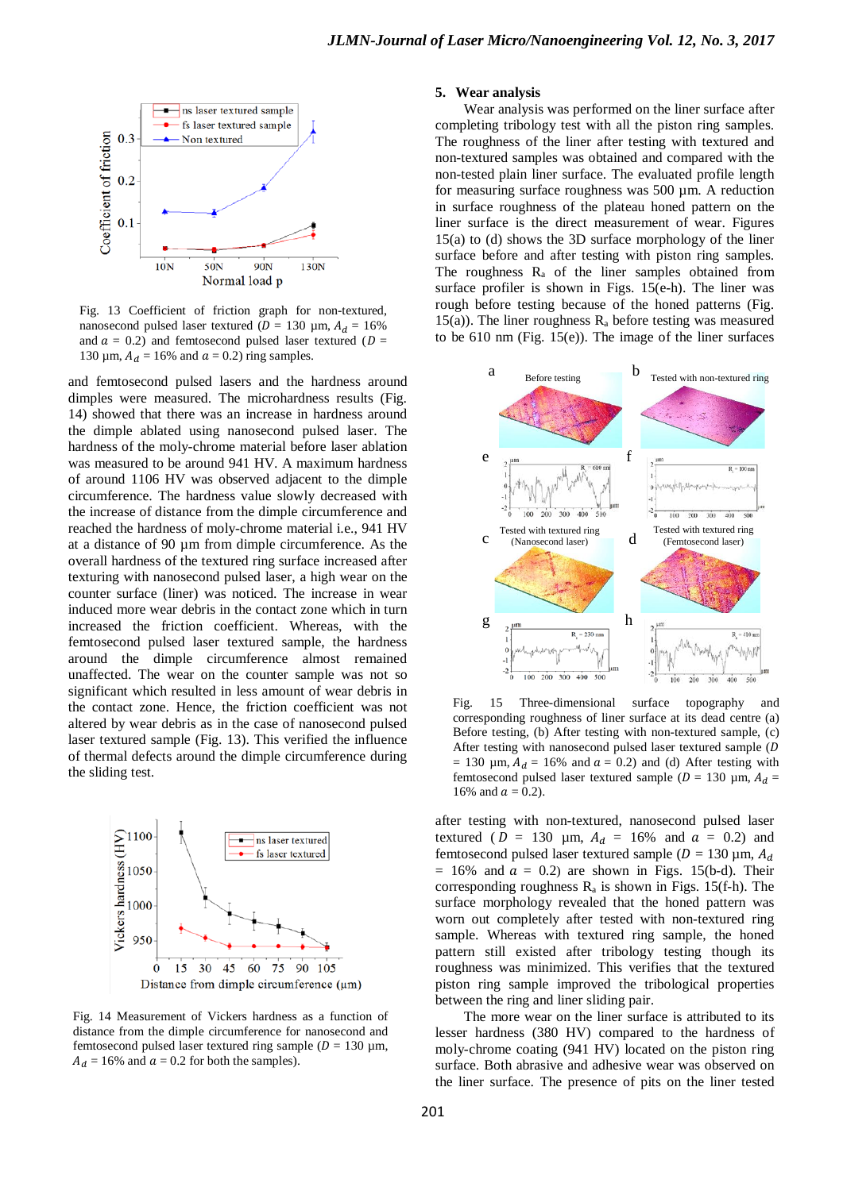Fig. 13 Coefficient of friction graph for non-textured, nanosecond pulsed laser textured ($D$ = 130 µm, $A_d$ = 16% and $a$ = 0.2) and femtosecond pulsed laser textured ($D$ = 130 µm, $A_d$ = 16% and $a$ = 0.2) ring samples.

and femtosecond pulsed lasers and the hardness around dimples were measured. The microhardness results (Fig. 14) showed that there was an increase in hardness around the dimple ablated using nanosecond pulsed laser. The hardness of the moly-chrome material before laser ablation was measured to be around 941 HV. A maximum hardness of around 1106 HV was observed adjacent to the dimple circumference. The hardness value slowly decreased with the increase of distance from the dimple circumference and reached the hardness of moly-chrome material i.e., 941 HV at a distance of 90 µm from dimple circumference. As the overall hardness of the textured ring surface increased after texturing with nanosecond pulsed laser, a high wear on the counter surface (liner) was noticed. The increase in wear induced more wear debris in the contact zone which in turn increased the friction coefficient. Whereas, with the femtosecond pulsed laser textured sample, the hardness around the dimple circumference almost remained unaffected. The wear on the counter sample was not so significant which resulted in less amount of wear debris in the contact zone. Hence, the friction coefficient was not altered by wear debris as in the case of nanosecond pulsed laser textured sample (Fig. 13). This verified the influence of thermal defects around the dimple circumference during the sliding test.

Fig. 14 Measurement of Vickers hardness as a function of distance from the dimple circumference for nanosecond and femtosecond pulsed laser textured ring sample ($D$ = 130 µm, $A_d$ = 16% and $a$ = 0.2 for both the samples).

## 5. Wear analysis

Wear analysis was performed on the liner surface after completing tribology test with all the piston ring samples. The roughness of the liner after testing with textured and non-textured samples was obtained and compared with the non-tested plain liner surface. The evaluated profile length for measuring surface roughness was 500 µm. A reduction in surface roughness of the plateau honed pattern on the liner surface is the direct measurement of wear. Figures 15(a) to (d) shows the 3D surface morphology of the liner surface before and after testing with piston ring samples. The roughness $R_a$ of the liner samples obtained from surface profiler is shown in Figs. 15(e-h). The liner was rough before testing because of the honed patterns (Fig. 15(a)). The liner roughness $R_a$ before testing was measured to be 610 nm (Fig. 15(e)). The image of the liner surfaces

Fig. 15 Three-dimensional surface topography and corresponding roughness of liner surface at its dead centre (a) Before testing, (b) After testing with non-textured sample, (c) After testing with nanosecond pulsed laser textured sample ($D$ = 130 µm, $A_d$ = 16% and $a$ = 0.2) and (d) After testing with femtosecond pulsed laser textured sample ($D$ = 130 µm, $A_d$ = 16% and $a$ = 0.2).

after testing with non-textured, nanosecond pulsed laser textured ($D$ = 130 µm, $A_d$ = 16% and $a$ = 0.2) and femtosecond pulsed laser textured sample ($D$ = 130 µm, $A_d$ = 16% and $a$ = 0.2) are shown in Figs. 15(b-d). Their corresponding roughness $R_a$ is shown in Figs. 15(f-h). The surface morphology revealed that the honed pattern was worn out completely after tested with non-textured ring sample. Whereas with textured ring sample, the honed pattern still existed after tribology testing though its roughness was minimized. This verifies that the textured piston ring sample improved the tribological properties between the ring and liner sliding pair.

The more wear on the liner surface is attributed to its lesser hardness (380 HV) compared to the hardness of moly-chrome coating (941 HV) located on the piston ring surface. Both abrasive and adhesive wear was observed on the liner surface. The presence of pits on the liner tested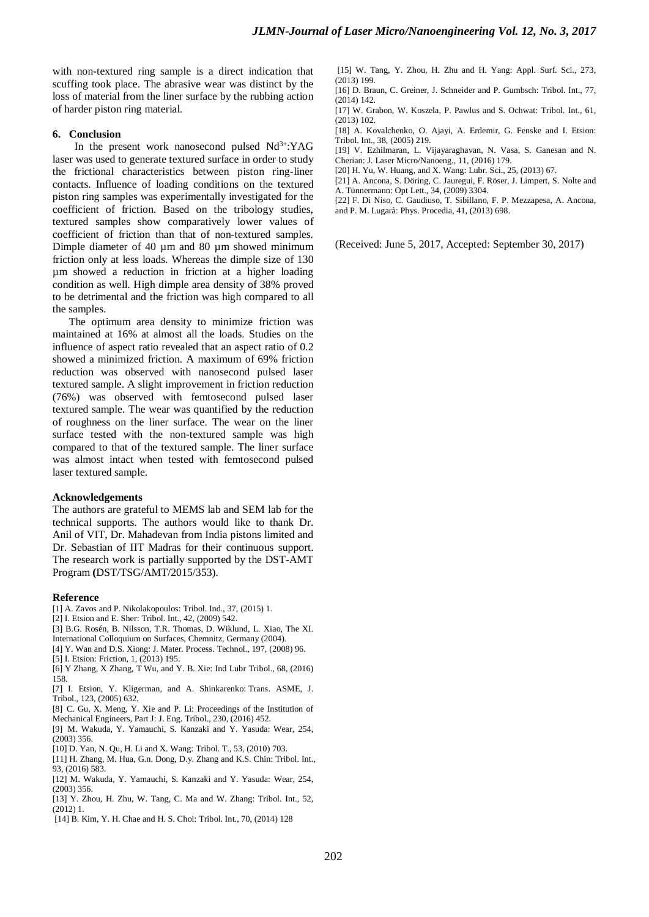with non-textured ring sample is a direct indication that scuffing took place. The abrasive wear was distinct by the loss of material from the liner surface by the rubbing action of harder piston ring material.

## 6. Conclusion

In the present work nanosecond pulsed $Nd^{3+}$:YAG laser was used to generate textured surface in order to study the frictional characteristics between piston ring-liner contacts. Influence of loading conditions on the textured piston ring samples was experimentally investigated for the coefficient of friction. Based on the tribology studies, textured samples show comparatively lower values of coefficient of friction than that of non-textured samples. Dimple diameter of 40 µm and 80 µm showed minimum friction only at less loads. Whereas the dimple size of 130 µm showed a reduction in friction at a higher loading condition as well. High dimple area density of 38% proved to be detrimental and the friction was high compared to all the samples.

The optimum area density to minimize friction was maintained at 16% at almost all the loads. Studies on the influence of aspect ratio revealed that an aspect ratio of 0.2 showed a minimized friction. A maximum of 69% friction reduction was observed with nanosecond pulsed laser textured sample. A slight improvement in friction reduction (76%) was observed with femtosecond pulsed laser textured sample. The wear was quantified by the reduction of roughness on the liner surface. The wear on the liner surface tested with the non-textured sample was high compared to that of the textured sample. The liner surface was almost intact when tested with femtosecond pulsed laser textured sample.

### Acknowledgements

The authors are grateful to MEMS lab and SEM lab for the technical supports. The authors would like to thank Dr. Anil of VIT, Dr. Mahadevan from India pistons limited and Dr. Sebastian of IIT Madras for their continuous support. The research work is partially supported by the DST-AMT Program **(**DST/TSG/AMT/2015/353).

### Reference

[1] A. Zavos and P. Nikolakopoulos: Tribol. Ind., 37, (2015) 1.
[2] I. Etsion and E. Sher: Tribol. Int., 42, (2009) 542.
[3] B.G. Rosén, B. Nilsson, T.R. Thomas, D. Wiklund, L. Xiao, The XI. International Colloquium on Surfaces, Chemnitz, Germany (2004).
[4] Y. Wan and D.S. Xiong: J. Mater. Process. Technol., 197, (2008) 96.
[5] I. Etsion: Friction, 1, (2013) 195.
[6] Y Zhang, X Zhang, T Wu, and Y. B. Xie: Ind Lubr Tribol., 68, (2016) 158.
[7] I. Etsion, Y. Kligerman, and A. Shinkarenko: Trans. ASME, J. Tribol., 123, (2005) 632.
[8] C. Gu, X. Meng, Y. Xie and P. Li: Proceedings of the Institution of Mechanical Engineers, Part J: J. Eng. Tribol., 230, (2016) 452.
[9] M. Wakuda, Y. Yamauchi, S. Kanzaki and Y. Yasuda: Wear, 254, (2003) 356.
[10] D. Yan, N. Qu, H. Li and X. Wang: Tribol. T., 53, (2010) 703.
[11] H. Zhang, M. Hua, G.n. Dong, D.y. Zhang and K.S. Chin: Tribol. Int., 93, (2016) 583.
[12] M. Wakuda, Y. Yamauchi, S. Kanzaki and Y. Yasuda: Wear, 254, (2003) 356.
[13] Y. Zhou, H. Zhu, W. Tang, C. Ma and W. Zhang: Tribol. Int., 52, (2012) 1.
[14] B. Kim, Y. H. Chae and H. S. Choi: Tribol. Int., 70, (2014) 128
[15] W. Tang, Y. Zhou, H. Zhu and H. Yang: Appl. Surf. Sci., 273, (2013) 199.
[16] D. Braun, C. Greiner, J. Schneider and P. Gumbsch: Tribol. Int., 77, (2014) 142.
[17] W. Grabon, W. Koszela, P. Pawlus and S. Ochwat: Tribol. Int., 61, (2013) 102.
[18] A. Kovalchenko, O. Ajayi, A. Erdemir, G. Fenske and I. Etsion: Tribol. Int., 38, (2005) 219.
[19] V. Ezhilmaran, L. Vijayaraghavan, N. Vasa, S. Ganesan and N. Cherian: J. Laser Micro/Nanoeng., 11, (2016) 179.
[20] H. Yu, W. Huang, and X. Wang: Lubr. Sci., 25, (2013) 67.
[21] A. Ancona, S. Döring, C. Jauregui, F. Röser, J. Limpert, S. Nolte and A. Tünnermann: Opt Lett., 34, (2009) 3304.
[22] F. Di Niso, C. Gaudiuso, T. Sibillano, F. P. Mezzapesa, A. Ancona, and P. M. Lugarà: Phys. Procedia, 41, (2013) 698.

(Received: June 5, 2017, Accepted: September 30, 2017)